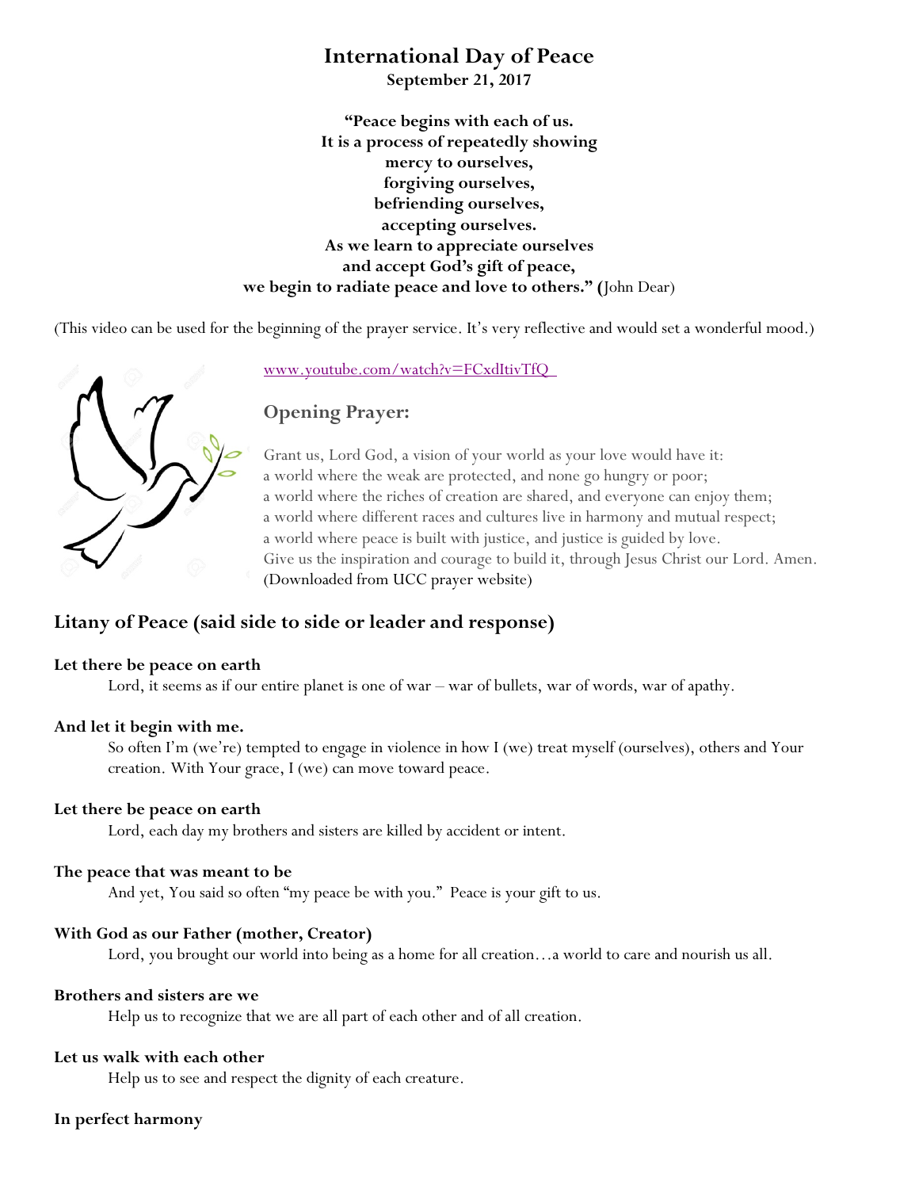# International Day of Peace

**September 21, 2017**

**"Peace begins with each of us.**
**It is a process of repeatedly showing**
**mercy to ourselves,**
**forgiving ourselves,**
**befriending ourselves,**
**accepting ourselves.**
**As we learn to appreciate ourselves**
**and accept God's gift of peace,**
**we begin to radiate peace and love to others." (**John Dear)

(This video can be used for the beginning of the prayer service. It's very reflective and would set a wonderful mood.)

www.youtube.com/watch?v=FCxdItivTfQ

## Opening Prayer:

Grant us, Lord God, a vision of your world as your love would have it:
a world where the weak are protected, and none go hungry or poor;
a world where the riches of creation are shared, and everyone can enjoy them;
a world where different races and cultures live in harmony and mutual respect;
a world where peace is built with justice, and justice is guided by love.
Give us the inspiration and courage to build it, through Jesus Christ our Lord. Amen.
(Downloaded from UCC prayer website)

## Litany of Peace (said side to side or leader and response)

**Let there be peace on earth**

Lord, it seems as if our entire planet is one of war – war of bullets, war of words, war of apathy.

**And let it begin with me.**

So often I'm (we're) tempted to engage in violence in how I (we) treat myself (ourselves), others and Your creation. With Your grace, I (we) can move toward peace.

**Let there be peace on earth**

Lord, each day my brothers and sisters are killed by accident or intent.

**The peace that was meant to be**

And yet, You said so often "my peace be with you." Peace is your gift to us.

**With God as our Father (mother, Creator)**

Lord, you brought our world into being as a home for all creation…a world to care and nourish us all.

**Brothers and sisters are we**

Help us to recognize that we are all part of each other and of all creation.

**Let us walk with each other**

Help us to see and respect the dignity of each creature.

**In perfect harmony**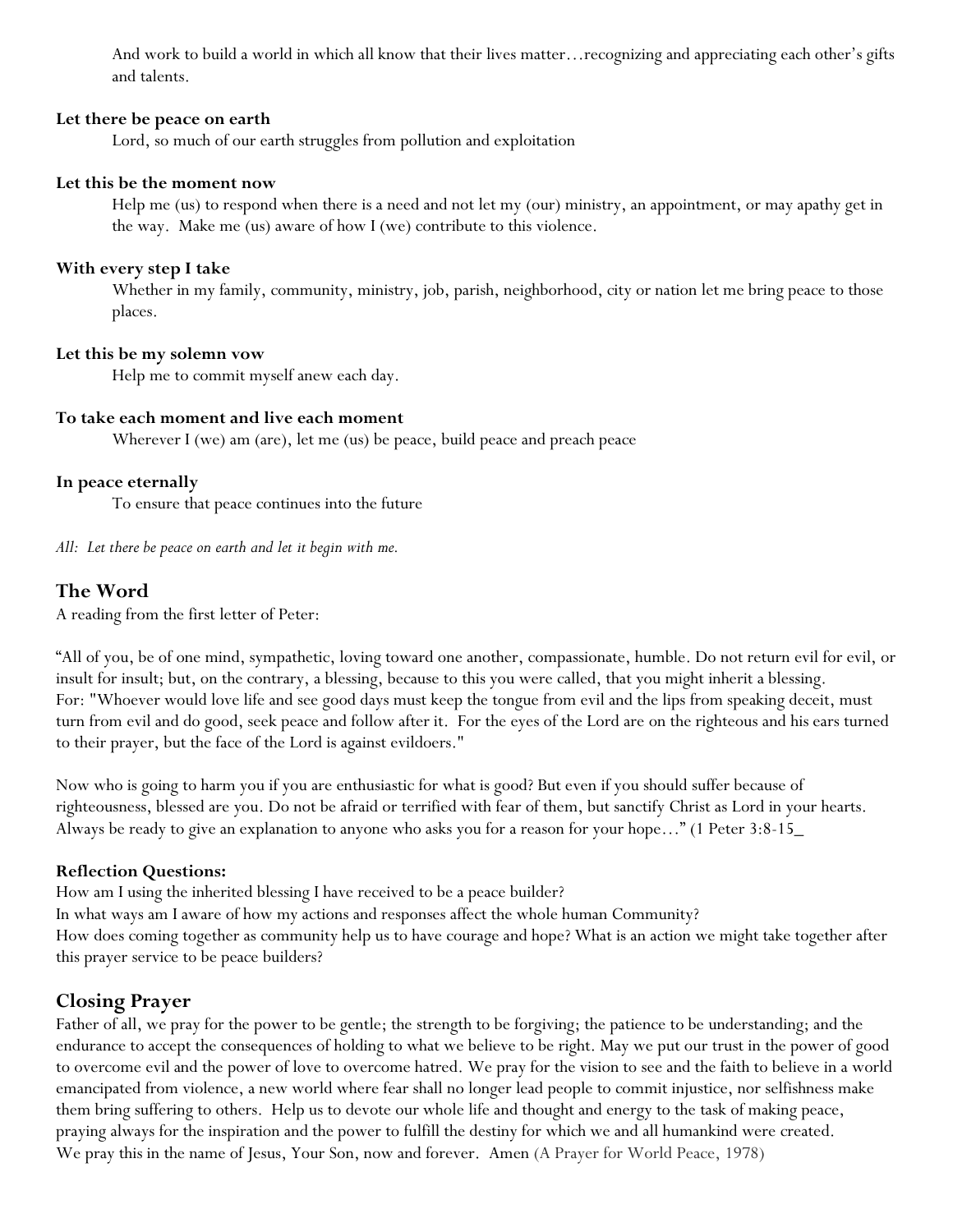And work to build a world in which all know that their lives matter…recognizing and appreciating each other's gifts and talents.

**Let there be peace on earth**

Lord, so much of our earth struggles from pollution and exploitation

**Let this be the moment now**

Help me (us) to respond when there is a need and not let my (our) ministry, an appointment, or may apathy get in the way. Make me (us) aware of how I (we) contribute to this violence.

**With every step I take**

Whether in my family, community, ministry, job, parish, neighborhood, city or nation let me bring peace to those places.

**Let this be my solemn vow**

Help me to commit myself anew each day.

**To take each moment and live each moment**

Wherever I (we) am (are), let me (us) be peace, build peace and preach peace

**In peace eternally**

To ensure that peace continues into the future

*All: Let there be peace on earth and let it begin with me.*

## The Word

A reading from the first letter of Peter:

"All of you, be of one mind, sympathetic, loving toward one another, compassionate, humble. Do not return evil for evil, or insult for insult; but, on the contrary, a blessing, because to this you were called, that you might inherit a blessing. For: "Whoever would love life and see good days must keep the tongue from evil and the lips from speaking deceit, must turn from evil and do good, seek peace and follow after it. For the eyes of the Lord are on the righteous and his ears turned to their prayer, but the face of the Lord is against evildoers."

Now who is going to harm you if you are enthusiastic for what is good? But even if you should suffer because of righteousness, blessed are you. Do not be afraid or terrified with fear of them, but sanctify Christ as Lord in your hearts. Always be ready to give an explanation to anyone who asks you for a reason for your hope…" (1 Peter 3:8-15_

**Reflection Questions:**

How am I using the inherited blessing I have received to be a peace builder?
In what ways am I aware of how my actions and responses affect the whole human Community?
How does coming together as community help us to have courage and hope? What is an action we might take together after this prayer service to be peace builders?

## Closing Prayer

Father of all, we pray for the power to be gentle; the strength to be forgiving; the patience to be understanding; and the endurance to accept the consequences of holding to what we believe to be right. May we put our trust in the power of good to overcome evil and the power of love to overcome hatred. We pray for the vision to see and the faith to believe in a world emancipated from violence, a new world where fear shall no longer lead people to commit injustice, nor selfishness make them bring suffering to others. Help us to devote our whole life and thought and energy to the task of making peace, praying always for the inspiration and the power to fulfill the destiny for which we and all humankind were created.
We pray this in the name of Jesus, Your Son, now and forever. Amen (A Prayer for World Peace, 1978)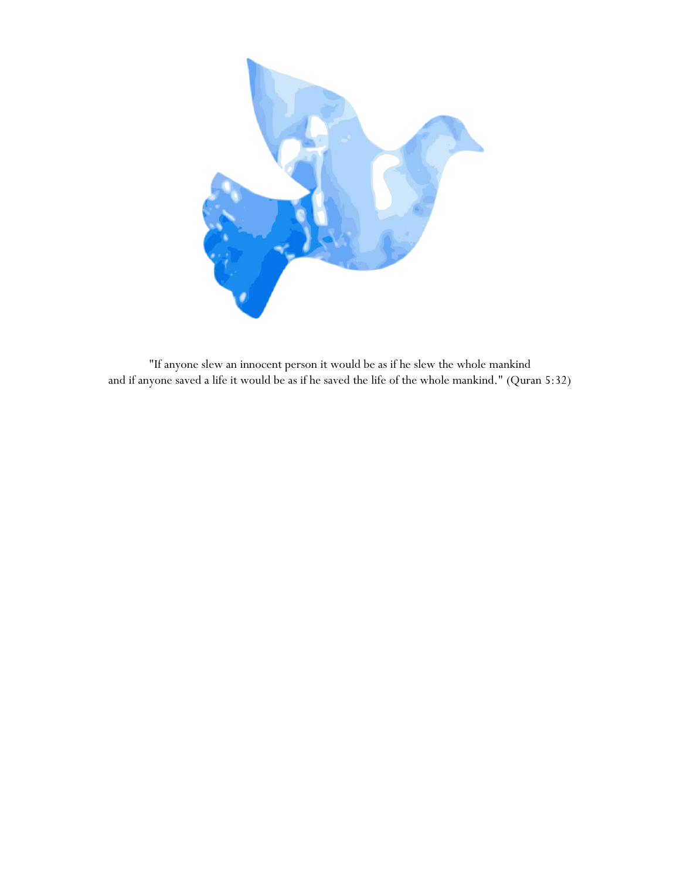"If anyone slew an innocent person it would be as if he slew the whole mankind
and if anyone saved a life it would be as if he saved the life of the whole mankind." (Quran 5:32)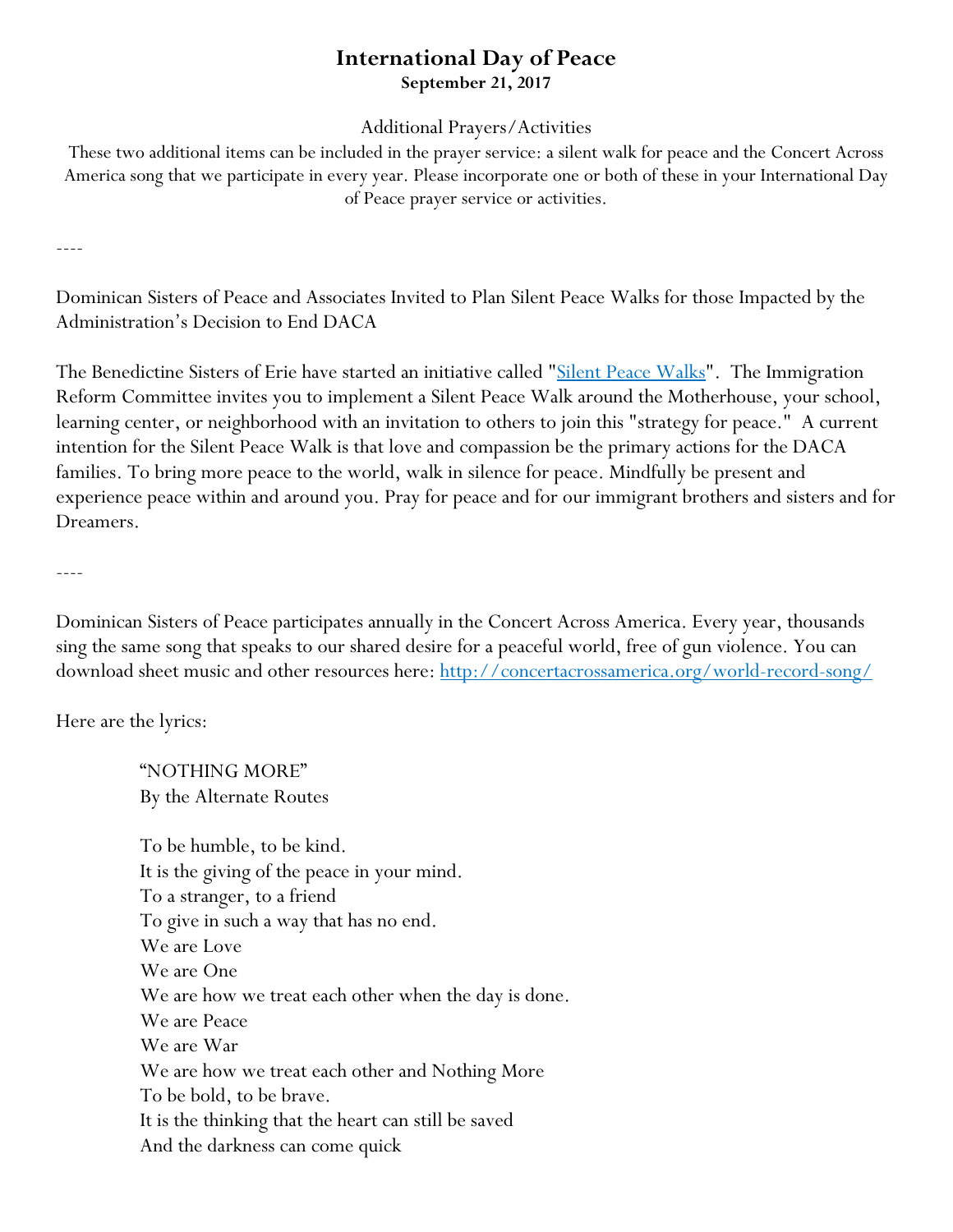# International Day of Peace
**September 21, 2017**

Additional Prayers/Activities

These two additional items can be included in the prayer service: a silent walk for peace and the Concert Across America song that we participate in every year. Please incorporate one or both of these in your International Day of Peace prayer service or activities.

----

Dominican Sisters of Peace and Associates Invited to Plan Silent Peace Walks for those Impacted by the Administration's Decision to End DACA

The Benedictine Sisters of Erie have started an initiative called "Silent Peace Walks". The Immigration Reform Committee invites you to implement a Silent Peace Walk around the Motherhouse, your school, learning center, or neighborhood with an invitation to others to join this "strategy for peace." A current intention for the Silent Peace Walk is that love and compassion be the primary actions for the DACA families. To bring more peace to the world, walk in silence for peace. Mindfully be present and experience peace within and around you. Pray for peace and for our immigrant brothers and sisters and for Dreamers.

----

Dominican Sisters of Peace participates annually in the Concert Across America. Every year, thousands sing the same song that speaks to our shared desire for a peaceful world, free of gun violence. You can download sheet music and other resources here: http://concertacrossamerica.org/world-record-song/

Here are the lyrics:

"NOTHING MORE"
By the Alternate Routes

To be humble, to be kind.
It is the giving of the peace in your mind.
To a stranger, to a friend
To give in such a way that has no end.
We are Love
We are One
We are how we treat each other when the day is done.
We are Peace
We are War
We are how we treat each other and Nothing More
To be bold, to be brave.
It is the thinking that the heart can still be saved
And the darkness can come quick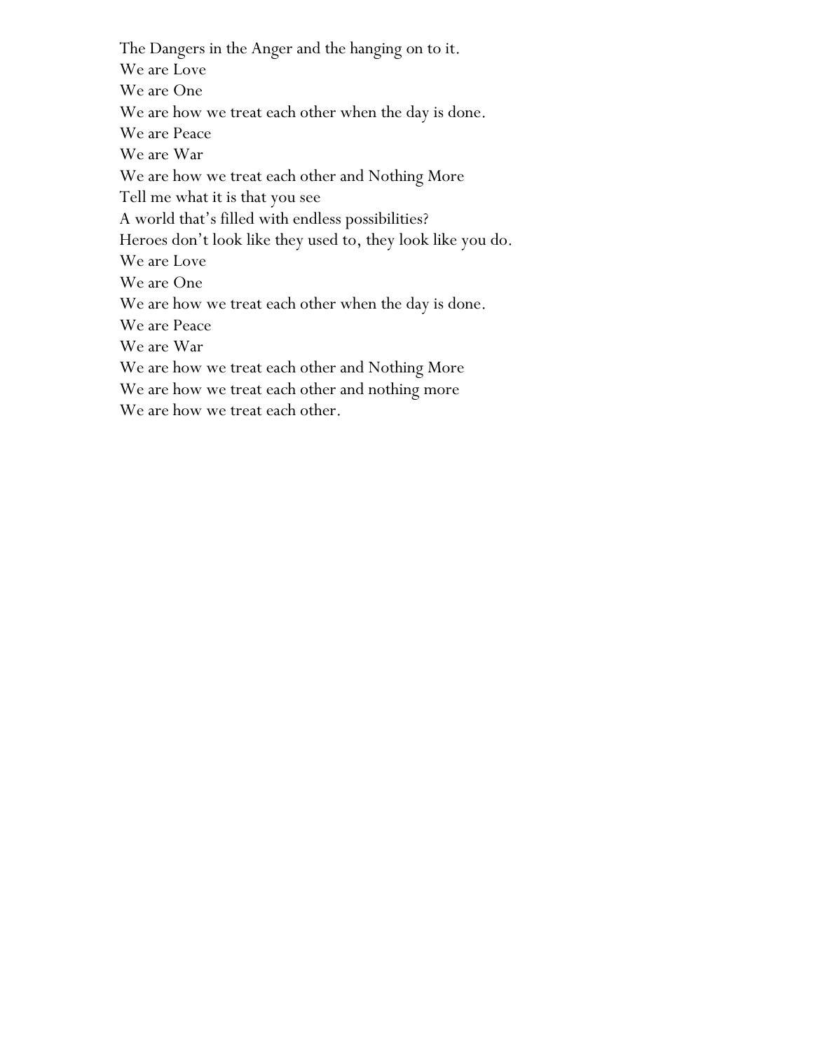The Dangers in the Anger and the hanging on to it.
We are Love
We are One
We are how we treat each other when the day is done.
We are Peace
We are War
We are how we treat each other and Nothing More
Tell me what it is that you see
A world that's filled with endless possibilities?
Heroes don't look like they used to, they look like you do.
We are Love
We are One
We are how we treat each other when the day is done.
We are Peace
We are War
We are how we treat each other and Nothing More
We are how we treat each other and nothing more
We are how we treat each other.